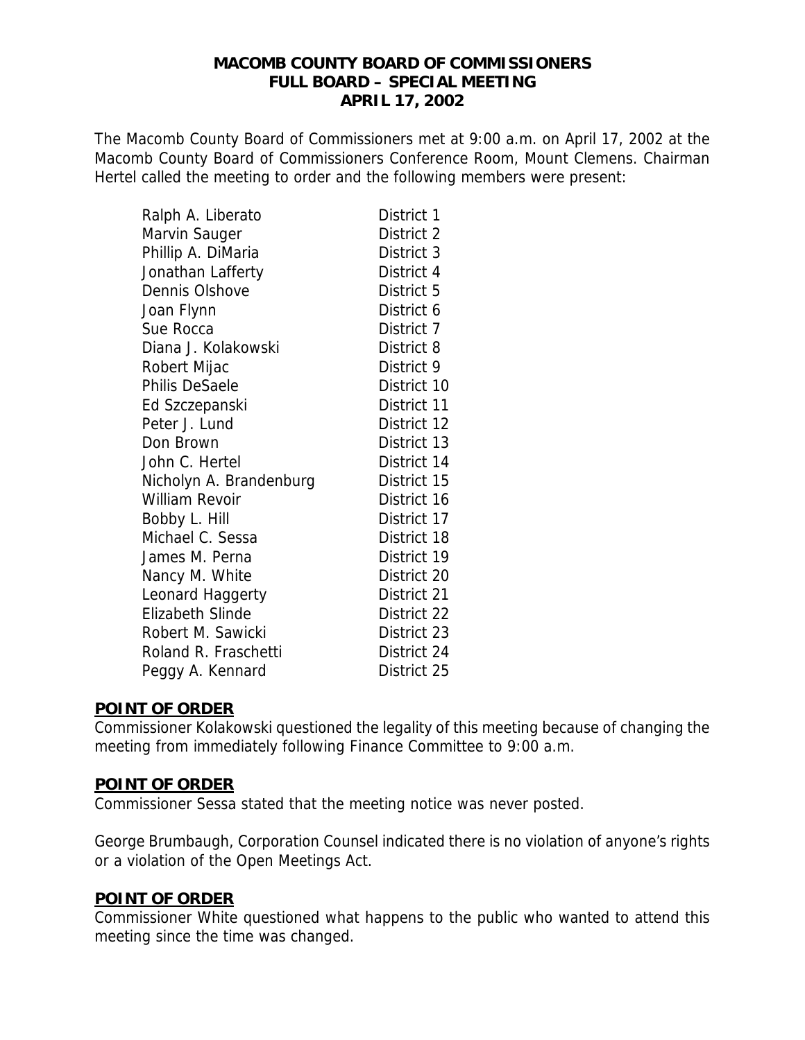# MACOMB COUNTY BOARD OF COMMISSIONERS
## FULL BOARD – SPECIAL MEETING
## APRIL 17, 2002

The Macomb County Board of Commissioners met at 9:00 a.m. on April 17, 2002 at the Macomb County Board of Commissioners Conference Room, Mount Clemens. Chairman Hertel called the meeting to order and the following members were present:

| | |
|---|---|
| Ralph A. Liberato | District 1 |
| Marvin Sauger | District 2 |
| Phillip A. DiMaria | District 3 |
| Jonathan Lafferty | District 4 |
| Dennis Olshove | District 5 |
| Joan Flynn | District 6 |
| Sue Rocca | District 7 |
| Diana J. Kolakowski | District 8 |
| Robert Mijac | District 9 |
| Philis DeSaele | District 10 |
| Ed Szczepanski | District 11 |
| Peter J. Lund | District 12 |
| Don Brown | District 13 |
| John C. Hertel | District 14 |
| Nicholyn A. Brandenburg | District 15 |
| William Revoir | District 16 |
| Bobby L. Hill | District 17 |
| Michael C. Sessa | District 18 |
| James M. Perna | District 19 |
| Nancy M. White | District 20 |
| Leonard Haggerty | District 21 |
| Elizabeth Slinde | District 22 |
| Robert M. Sawicki | District 23 |
| Roland R. Fraschetti | District 24 |
| Peggy A. Kennard | District 25 |

### POINT OF ORDER

Commissioner Kolakowski questioned the legality of this meeting because of changing the meeting from immediately following Finance Committee to 9:00 a.m.

### POINT OF ORDER

Commissioner Sessa stated that the meeting notice was never posted.

George Brumbaugh, Corporation Counsel indicated there is no violation of anyone's rights or a violation of the Open Meetings Act.

### POINT OF ORDER

Commissioner White questioned what happens to the public who wanted to attend this meeting since the time was changed.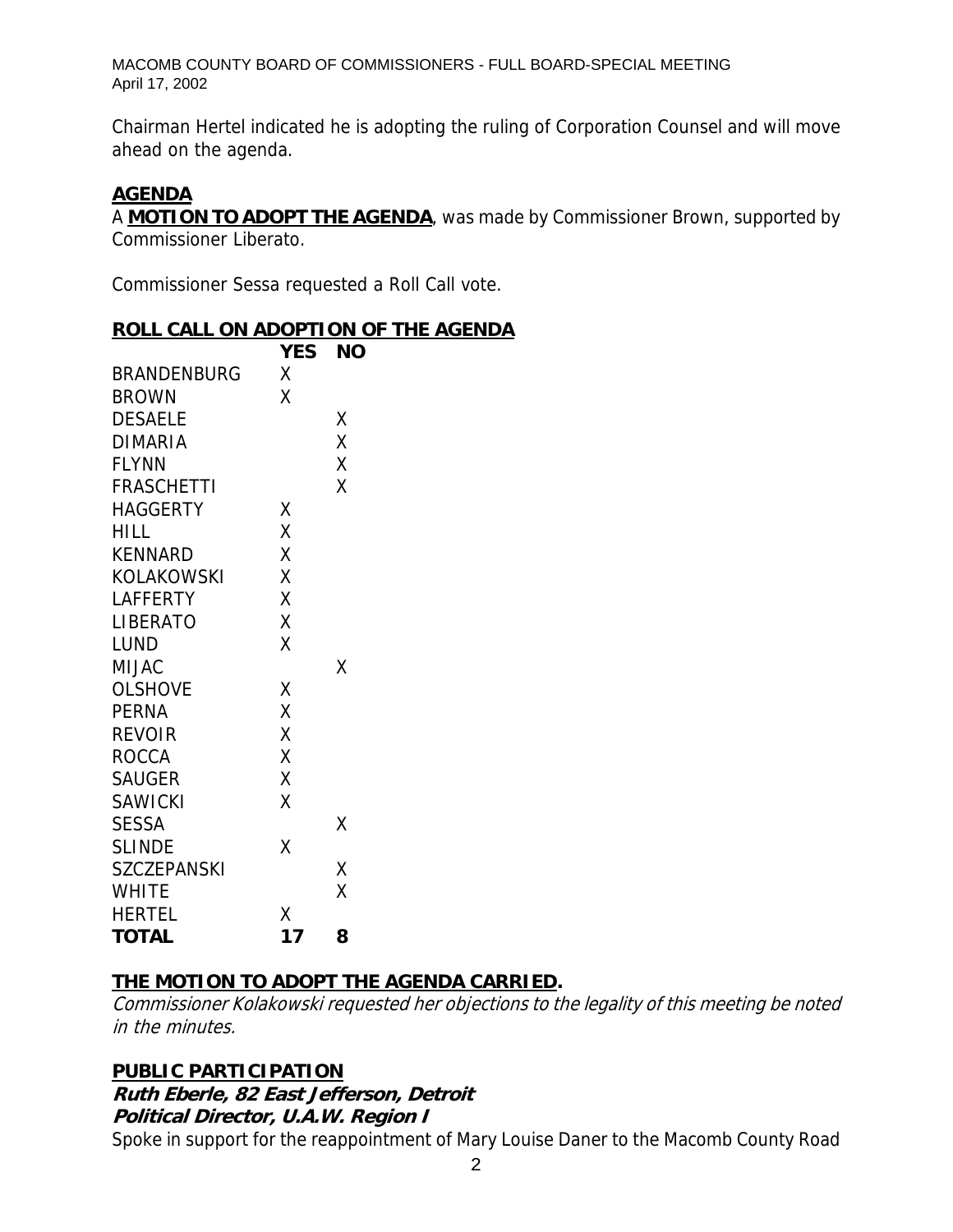Chairman Hertel indicated he is adopting the ruling of Corporation Counsel and will move ahead on the agenda.

**AGENDA**

A **MOTION TO ADOPT THE AGENDA**, was made by Commissioner Brown, supported by Commissioner Liberato.

Commissioner Sessa requested a Roll Call vote.

**ROLL CALL ON ADOPTION OF THE AGENDA**

| | YES | NO |
|---|---|---|
| BRANDENBURG | X | |
| BROWN | X | |
| DESAELE | | X |
| DIMARIA | | X |
| FLYNN | | X |
| FRASCHETTI | | X |
| HAGGERTY | X | |
| HILL | X | |
| KENNARD | X | |
| KOLAKOWSKI | X | |
| LAFFERTY | X | |
| LIBERATO | X | |
| LUND | X | |
| MIJAC | | X |
| OLSHOVE | X | |
| PERNA | X | |
| REVOIR | X | |
| ROCCA | X | |
| SAUGER | X | |
| SAWICKI | X | |
| SESSA | | X |
| SLINDE | X | |
| SZCZEPANSKI | | X |
| WHITE | | X |
| HERTEL | X | |
| **TOTAL** | **17** | **8** |

**THE MOTION TO ADOPT THE AGENDA CARRIED.**

*Commissioner Kolakowski requested her objections to the legality of this meeting be noted in the minutes.*

**PUBLIC PARTICIPATION**

***Ruth Eberle, 82 East Jefferson, Detroit***
***Political Director, U.A.W. Region I***

Spoke in support for the reappointment of Mary Louise Daner to the Macomb County Road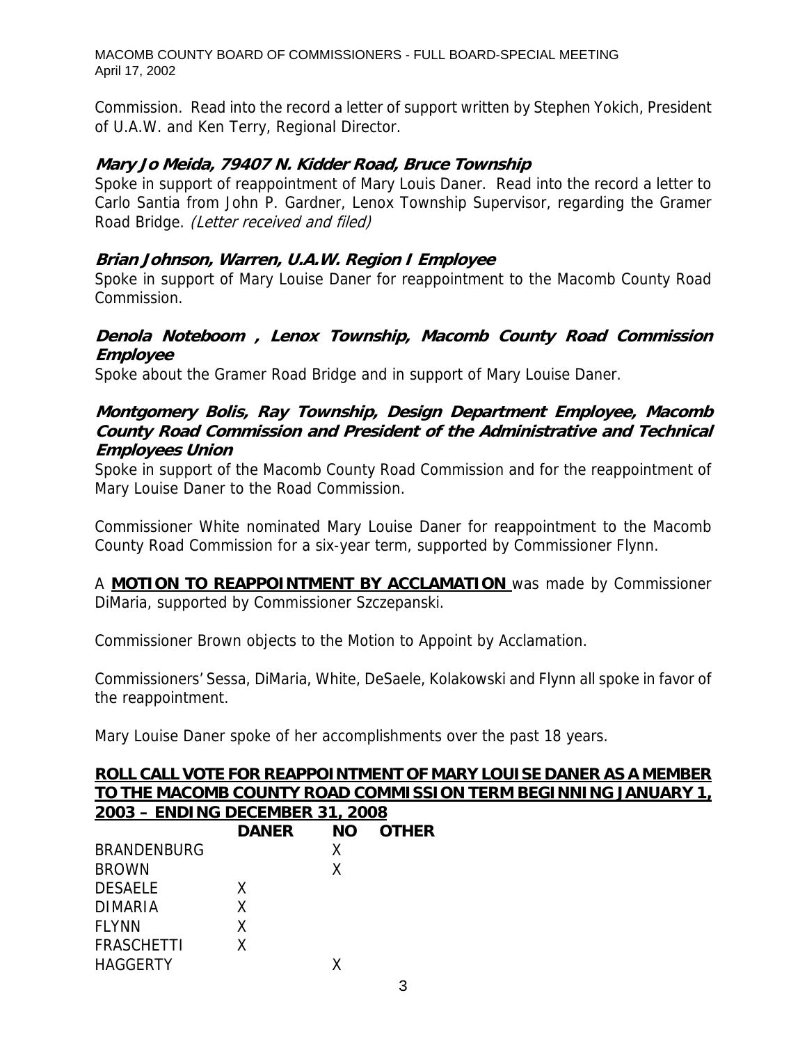Commission. Read into the record a letter of support written by Stephen Yokich, President of U.A.W. and Ken Terry, Regional Director.

### *Mary Jo Meida, 79407 N. Kidder Road, Bruce Township*

Spoke in support of reappointment of Mary Louis Daner. Read into the record a letter to Carlo Santia from John P. Gardner, Lenox Township Supervisor, regarding the Gramer Road Bridge. *(Letter received and filed)*

### *Brian Johnson, Warren, U.A.W. Region I Employee*

Spoke in support of Mary Louise Daner for reappointment to the Macomb County Road Commission.

### *Denola Noteboom , Lenox Township, Macomb County Road Commission Employee*

Spoke about the Gramer Road Bridge and in support of Mary Louise Daner.

### *Montgomery Bolis, Ray Township, Design Department Employee, Macomb County Road Commission and President of the Administrative and Technical Employees Union*

Spoke in support of the Macomb County Road Commission and for the reappointment of Mary Louise Daner to the Road Commission.

Commissioner White nominated Mary Louise Daner for reappointment to the Macomb County Road Commission for a six-year term, supported by Commissioner Flynn.

A **MOTION TO REAPPOINTMENT BY ACCLAMATION** was made by Commissioner DiMaria, supported by Commissioner Szczepanski.

Commissioner Brown objects to the Motion to Appoint by Acclamation.

Commissioners' Sessa, DiMaria, White, DeSaele, Kolakowski and Flynn all spoke in favor of the reappointment.

Mary Louise Daner spoke of her accomplishments over the past 18 years.

**ROLL CALL VOTE FOR REAPPOINTMENT OF MARY LOUISE DANER AS A MEMBER TO THE MACOMB COUNTY ROAD COMMISSION TERM BEGINNING JANUARY 1, 2003 – ENDING DECEMBER 31, 2008**

| | DANER | NO | OTHER |
|---|---|---|---|
| BRANDENBURG | | X | |
| BROWN | | X | |
| DESAELE | X | | |
| DIMARIA | X | | |
| FLYNN | X | | |
| FRASCHETTI | X | | |
| HAGGERTY | | X | |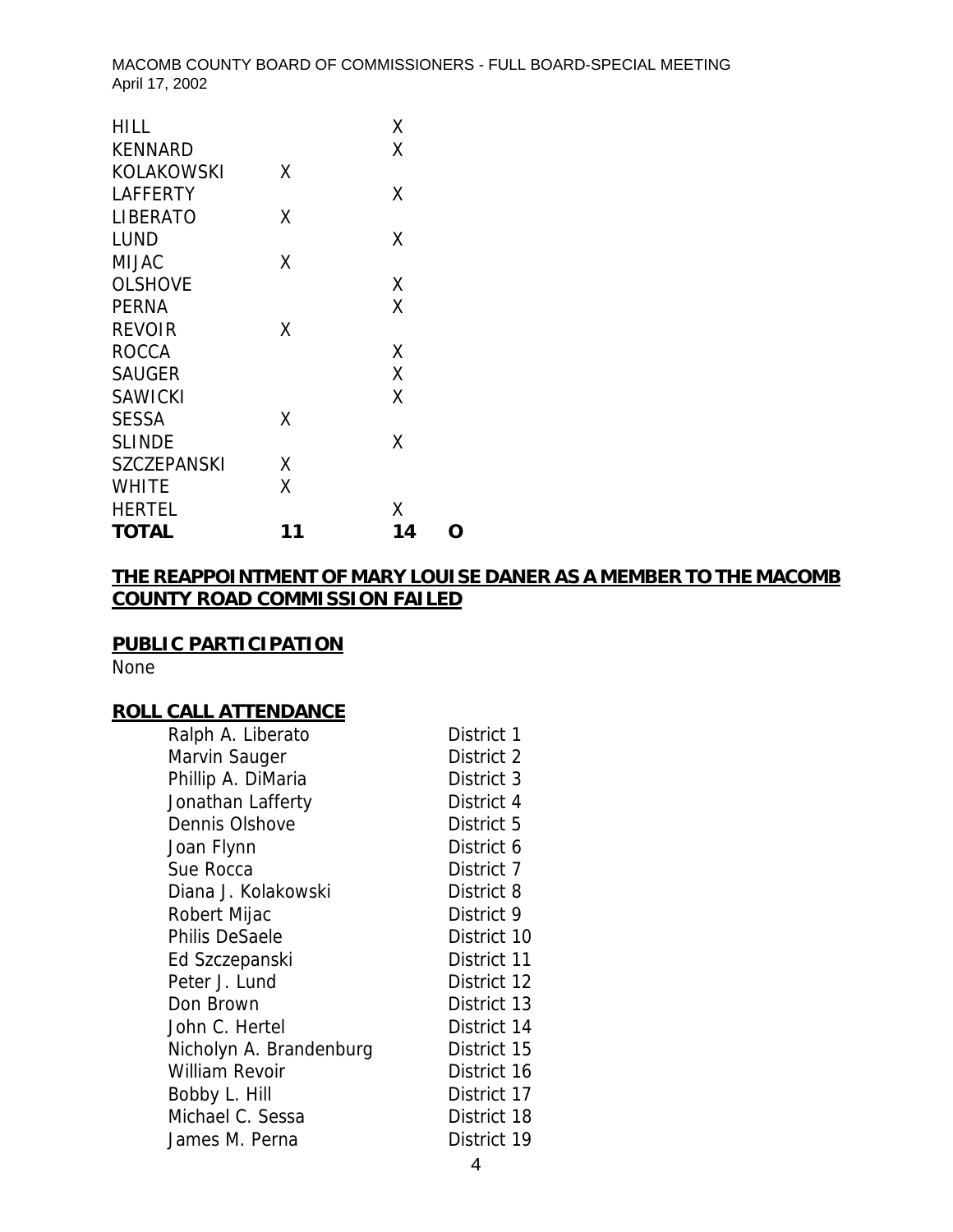| | | | |
|---|---|---|---|
| HILL | | X | |
| KENNARD | | X | |
| KOLAKOWSKI | X | | |
| LAFFERTY | | X | |
| LIBERATO | X | | |
| LUND | | X | |
| MIJAC | X | | |
| OLSHOVE | | X | |
| PERNA | | X | |
| REVOIR | X | | |
| ROCCA | | X | |
| SAUGER | | X | |
| SAWICKI | | X | |
| SESSA | X | | |
| SLINDE | | X | |
| SZCZEPANSKI | X | | |
| WHITE | X | | |
| HERTEL | | X | |
| **TOTAL** | **11** | **14** | **O** |

**THE REAPPOINTMENT OF MARY LOUISE DANER AS A MEMBER TO THE MACOMB COUNTY ROAD COMMISSION FAILED**

**PUBLIC PARTICIPATION**

None

**ROLL CALL ATTENDANCE**

| | |
|---|---|
| Ralph A. Liberato | District 1 |
| Marvin Sauger | District 2 |
| Phillip A. DiMaria | District 3 |
| Jonathan Lafferty | District 4 |
| Dennis Olshove | District 5 |
| Joan Flynn | District 6 |
| Sue Rocca | District 7 |
| Diana J. Kolakowski | District 8 |
| Robert Mijac | District 9 |
| Philis DeSaele | District 10 |
| Ed Szczepanski | District 11 |
| Peter J. Lund | District 12 |
| Don Brown | District 13 |
| John C. Hertel | District 14 |
| Nicholyn A. Brandenburg | District 15 |
| William Revoir | District 16 |
| Bobby L. Hill | District 17 |
| Michael C. Sessa | District 18 |
| James M. Perna | District 19 |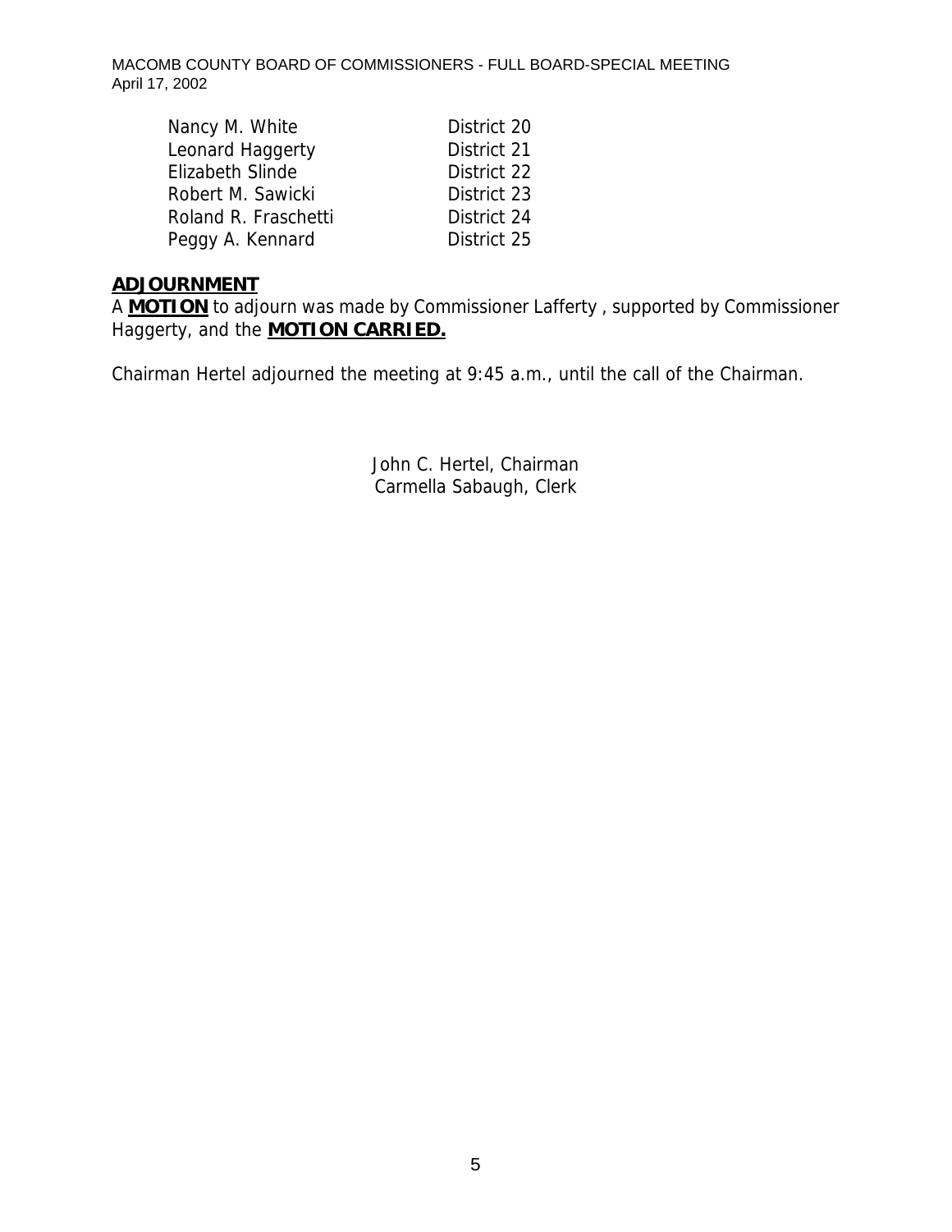| | |
|---|---|
| Nancy M. White | District 20 |
| Leonard Haggerty | District 21 |
| Elizabeth Slinde | District 22 |
| Robert M. Sawicki | District 23 |
| Roland R. Fraschetti | District 24 |
| Peggy A. Kennard | District 25 |

**ADJOURNMENT**

A **MOTION** to adjourn was made by Commissioner Lafferty , supported by Commissioner Haggerty, and the **MOTION CARRIED.**

Chairman Hertel adjourned the meeting at 9:45 a.m., until the call of the Chairman.

John C. Hertel, Chairman
Carmella Sabaugh, Clerk